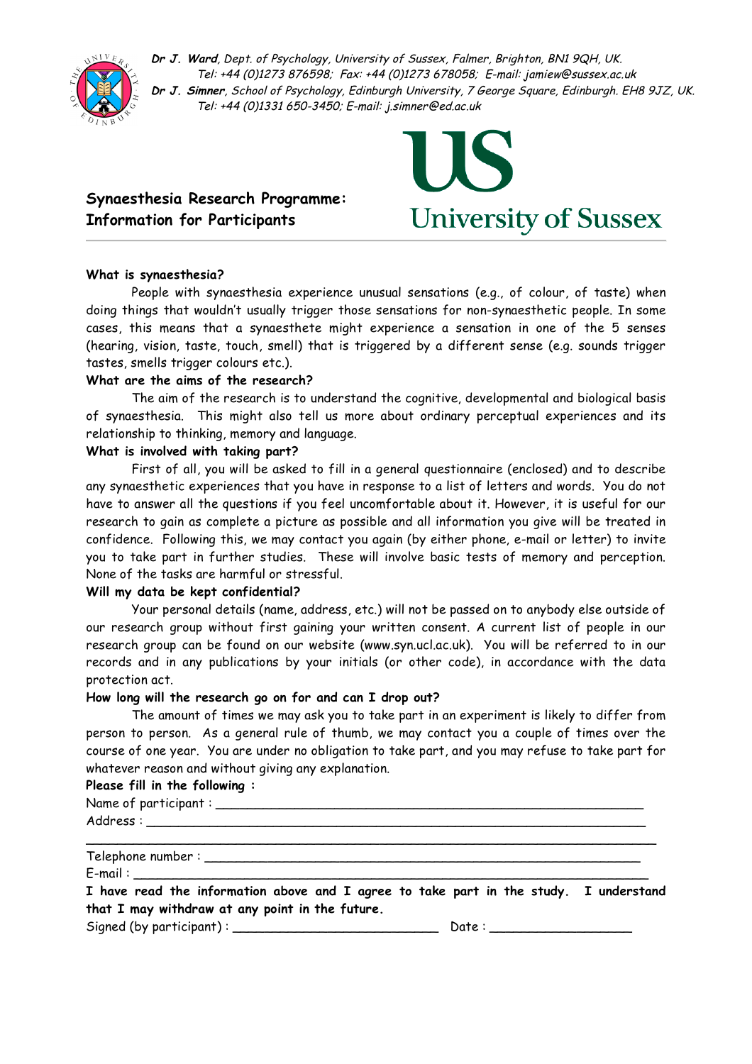*Dr J. Ward, Dept. of Psychology, University of Sussex, Falmer, Brighton, BN1 9QH, UK.*
*Tel: +44 (0)1273 876598; Fax: +44 (0)1273 678058; E-mail: jamiew@sussex.ac.uk*
*Dr J. Simner, School of Psychology, Edinburgh University, 7 George Square, Edinburgh. EH8 9JZ, UK.*
*Tel: +44 (0)1331 650-3450; E-mail: j.simner@ed.ac.uk*

US
University of Sussex

# Synaesthesia Research Programme: Information for Participants

**What is synaesthesia?**

People with synaesthesia experience unusual sensations (e.g., of colour, of taste) when doing things that wouldn't usually trigger those sensations for non-synaesthetic people. In some cases, this means that a synaesthete might experience a sensation in one of the 5 senses (hearing, vision, taste, touch, smell) that is triggered by a different sense (e.g. sounds trigger tastes, smells trigger colours etc.).

**What are the aims of the research?**

The aim of the research is to understand the cognitive, developmental and biological basis of synaesthesia. This might also tell us more about ordinary perceptual experiences and its relationship to thinking, memory and language.

**What is involved with taking part?**

First of all, you will be asked to fill in a general questionnaire (enclosed) and to describe any synaesthetic experiences that you have in response to a list of letters and words. You do not have to answer all the questions if you feel uncomfortable about it. However, it is useful for our research to gain as complete a picture as possible and all information you give will be treated in confidence. Following this, we may contact you again (by either phone, e-mail or letter) to invite you to take part in further studies. These will involve basic tests of memory and perception. None of the tasks are harmful or stressful.

**Will my data be kept confidential?**

Your personal details (name, address, etc.) will not be passed on to anybody else outside of our research group without first gaining your written consent. A current list of people in our research group can be found on our website (www.syn.ucl.ac.uk). You will be referred to in our records and in any publications by your initials (or other code), in accordance with the data protection act.

**How long will the research go on for and can I drop out?**

The amount of times we may ask you to take part in an experiment is likely to differ from person to person. As a general rule of thumb, we may contact you a couple of times over the course of one year. You are under no obligation to take part, and you may refuse to take part for whatever reason and without giving any explanation.

**Please fill in the following :**

Name of participant : ____________________________________________

Address : ____________________________________________

____________________________________________

Telephone number : ____________________________________________

E-mail : ____________________________________________

**I have read the information above and I agree to take part in the study. I understand that I may withdraw at any point in the future.**

Signed (by participant) : ______________________ Date : ______________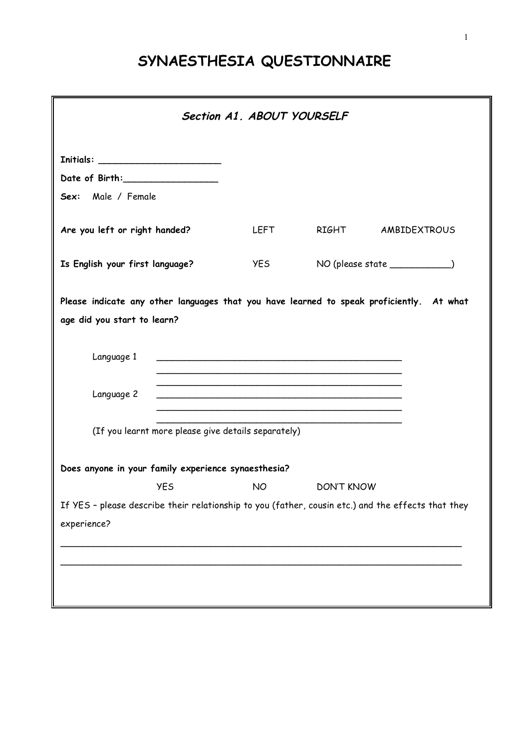# SYNAESTHESIA QUESTIONNAIRE

### *Section A1. ABOUT YOURSELF*

**Initials:** ______________________

**Date of Birth:** _________________

**Sex:** Male / Female

**Are you left or right handed?** LEFT RIGHT AMBIDEXTROUS

**Is English your first language?** YES NO (please state ___________)

**Please indicate any other languages that you have learned to speak proficiently. At what age did you start to learn?**

Language 1 _______________________________________________

_______________________________________________

_______________________________________________

Language 2 _______________________________________________

_______________________________________________

_______________________________________________

(If you learnt more please give details separately)

**Does anyone in your family experience synaesthesia?**

YES NO DON'T KNOW

If YES – please describe their relationship to you (father, cousin etc.) and the effects that they experience?

___________________________________________________________________________

___________________________________________________________________________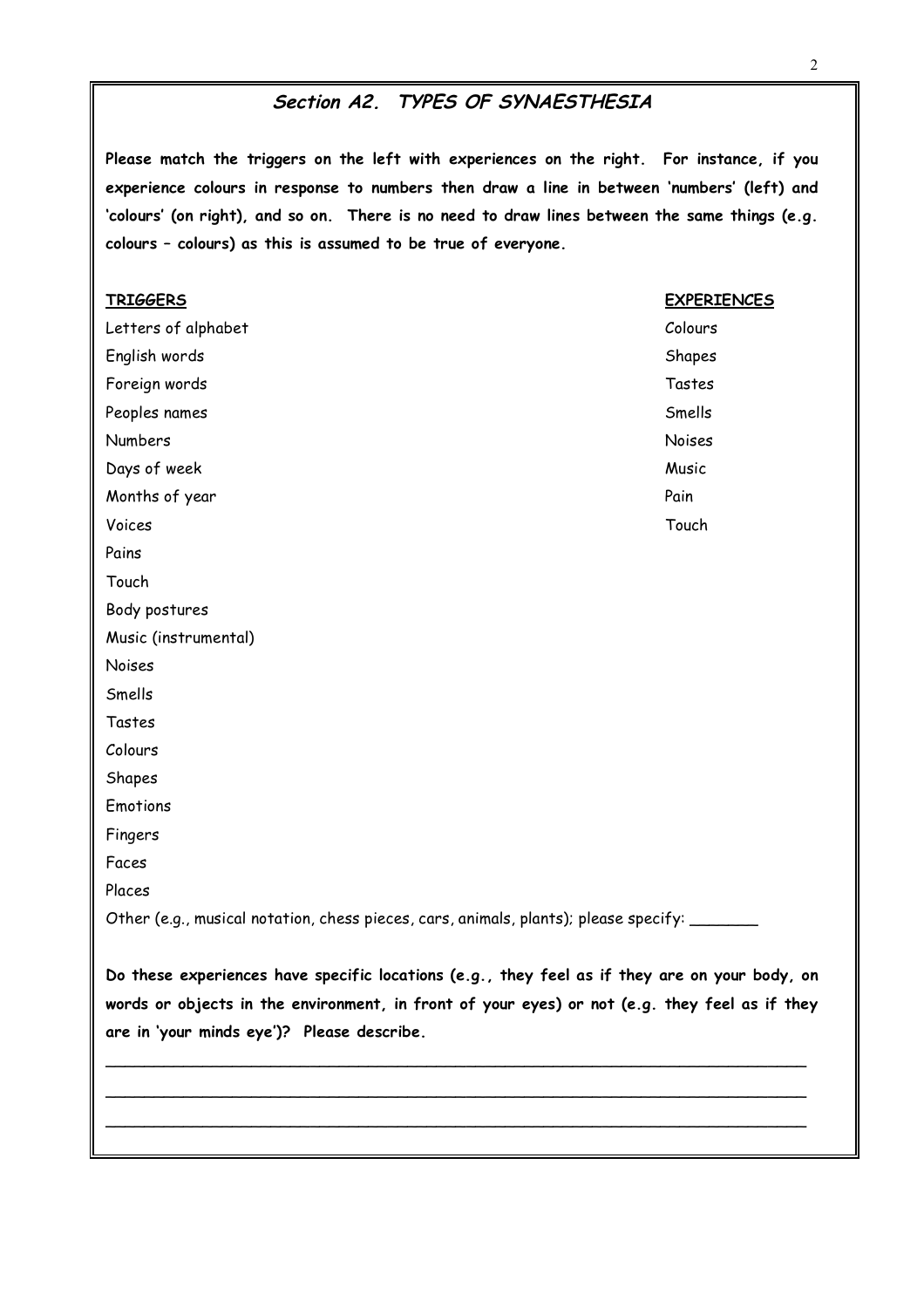## *Section A2. TYPES OF SYNAESTHESIA*

**Please match the triggers on the left with experiences on the right. For instance, if you experience colours in response to numbers then draw a line in between 'numbers' (left) and 'colours' (on right), and so on. There is no need to draw lines between the same things (e.g. colours – colours) as this is assumed to be true of everyone.**

| TRIGGERS | EXPERIENCES |
|---|---|
| Letters of alphabet | Colours |
| English words | Shapes |
| Foreign words | Tastes |
| Peoples names | Smells |
| Numbers | Noises |
| Days of week | Music |
| Months of year | Pain |
| Voices | Touch |
| Pains | |
| Touch | |
| Body postures | |
| Music (instrumental) | |
| Noises | |
| Smells | |
| Tastes | |
| Colours | |
| Shapes | |
| Emotions | |
| Fingers | |
| Faces | |
| Places | |
| Other (e.g., musical notation, chess pieces, cars, animals, plants); please specify: _______ | |

**Do these experiences have specific locations (e.g., they feel as if they are on your body, on words or objects in the environment, in front of your eyes) or not (e.g. they feel as if they are in 'your minds eye')? Please describe.**

_______________________________________________________________________________

_______________________________________________________________________________

_______________________________________________________________________________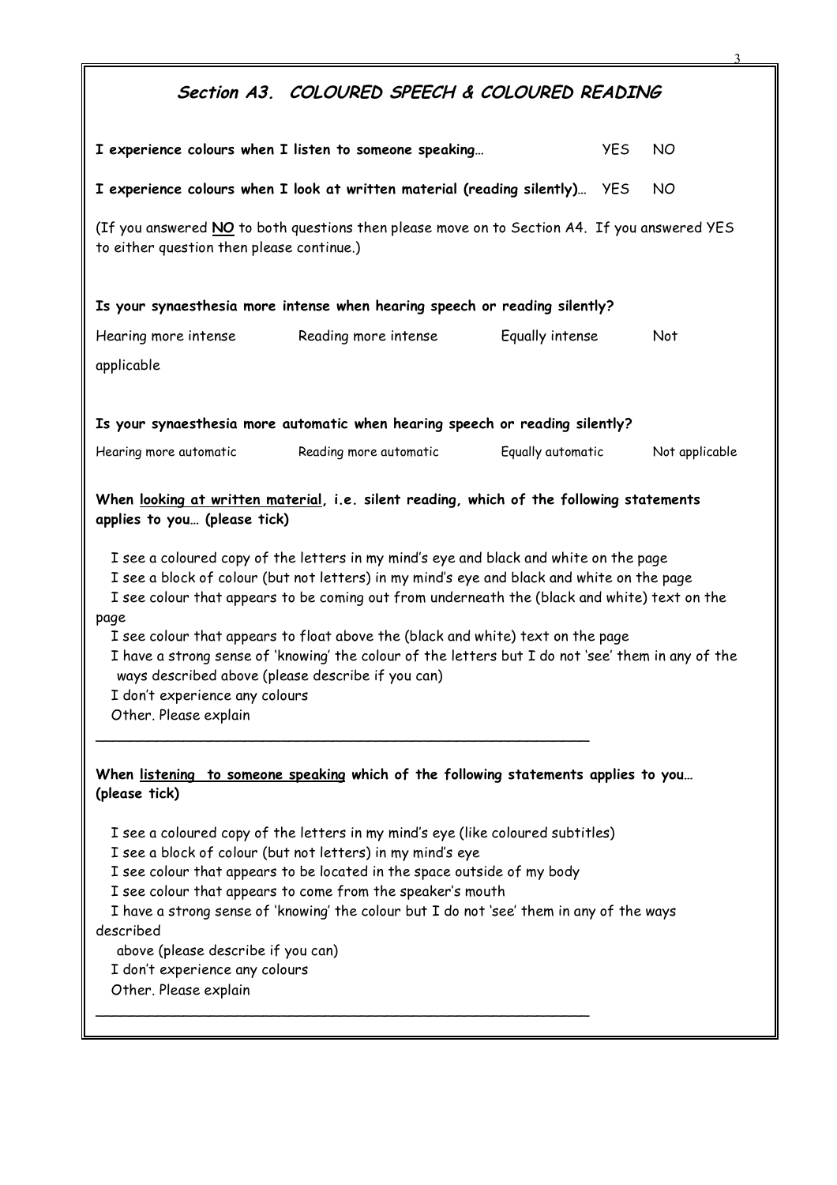## *Section A3. COLOURED SPEECH & COLOURED READING*

**I experience colours when I listen to someone speaking…** YES NO

**I experience colours when I look at written material (reading silently)…** YES NO

(If you answered **NO** to both questions then please move on to Section A4. If you answered YES to either question then please continue.)

**Is your synaesthesia more intense when hearing speech or reading silently?**

Hearing more intense Reading more intense Equally intense Not applicable

**Is your synaesthesia more automatic when hearing speech or reading silently?**

Hearing more automatic Reading more automatic Equally automatic Not applicable

**When <u>looking at written material</u>, i.e. silent reading, which of the following statements applies to you… (please tick)**

- I see a coloured copy of the letters in my mind's eye and black and white on the page
- I see a block of colour (but not letters) in my mind's eye and black and white on the page
- I see colour that appears to be coming out from underneath the (black and white) text on the page
- I see colour that appears to float above the (black and white) text on the page
- I have a strong sense of 'knowing' the colour of the letters but I do not 'see' them in any of the ways described above (please describe if you can)
- I don't experience any colours
- Other. Please explain

\_\_\_\_\_\_\_\_\_\_\_\_\_\_\_\_\_\_\_\_\_\_\_\_\_\_\_\_\_\_\_\_\_\_\_\_\_\_\_\_\_\_\_\_\_\_\_\_\_\_\_\_\_\_\_\_\_\_

**When <u>listening to someone speaking</u> which of the following statements applies to you… (please tick)**

- I see a coloured copy of the letters in my mind's eye (like coloured subtitles)
- I see a block of colour (but not letters) in my mind's eye
- I see colour that appears to be located in the space outside of my body
- I see colour that appears to come from the speaker's mouth
- I have a strong sense of 'knowing' the colour but I do not 'see' them in any of the ways described above (please describe if you can)
- I don't experience any colours
- Other. Please explain

\_\_\_\_\_\_\_\_\_\_\_\_\_\_\_\_\_\_\_\_\_\_\_\_\_\_\_\_\_\_\_\_\_\_\_\_\_\_\_\_\_\_\_\_\_\_\_\_\_\_\_\_\_\_\_\_\_\_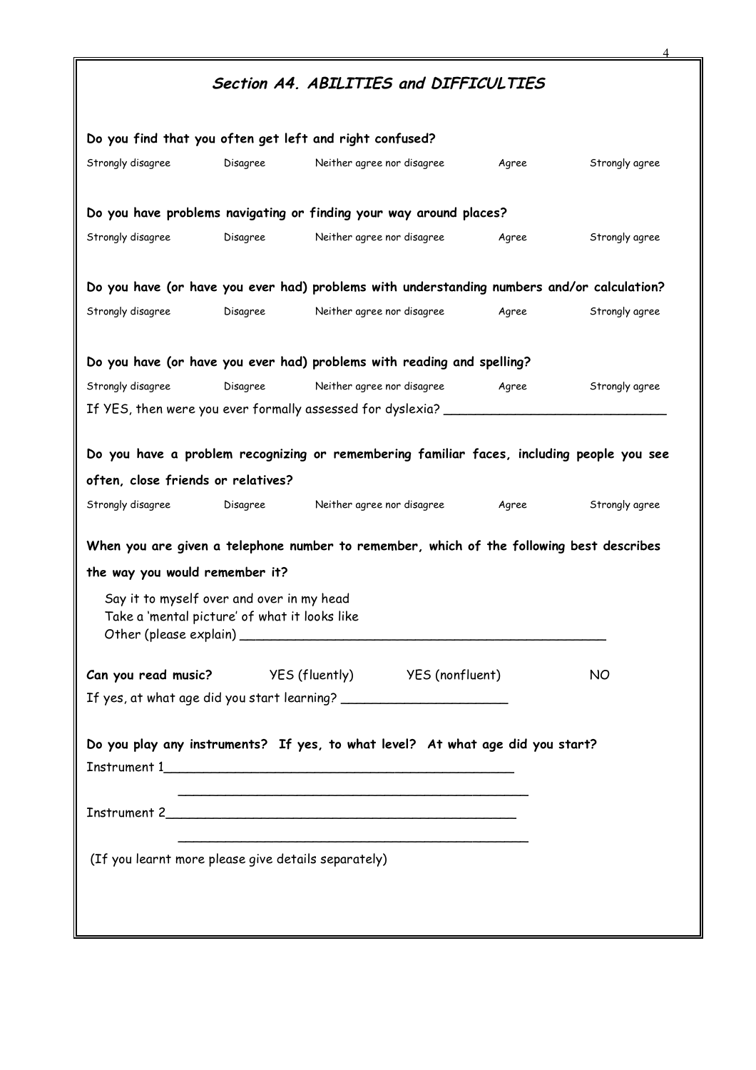## *Section A4. ABILITIES and DIFFICULTIES*

**Do you find that you often get left and right confused?**

Strongly disagree  Disagree  Neither agree nor disagree  Agree  Strongly agree

**Do you have problems navigating or finding your way around places?**

Strongly disagree  Disagree  Neither agree nor disagree  Agree  Strongly agree

**Do you have (or have you ever had) problems with understanding numbers and/or calculation?**

Strongly disagree  Disagree  Neither agree nor disagree  Agree  Strongly agree

**Do you have (or have you ever had) problems with reading and spelling?**

Strongly disagree  Disagree  Neither agree nor disagree  Agree  Strongly agree

If YES, then were you ever formally assessed for dyslexia? ____________________________

**Do you have a problem recognizing or remembering familiar faces, including people you see often, close friends or relatives?**

Strongly disagree  Disagree  Neither agree nor disagree  Agree  Strongly agree

**When you are given a telephone number to remember, which of the following best describes the way you would remember it?**

Say it to myself over and over in my head
Take a 'mental picture' of what it looks like
Other (please explain) ________________________________________________

**Can you read music?**  YES (fluently)  YES (nonfluent)  NO

If yes, at what age did you start learning? _____________________

**Do you play any instruments? If yes, to what level? At what age did you start?**

Instrument 1_____________________________________________

_____________________________________________

Instrument 2_____________________________________________

_____________________________________________

(If you learnt more please give details separately)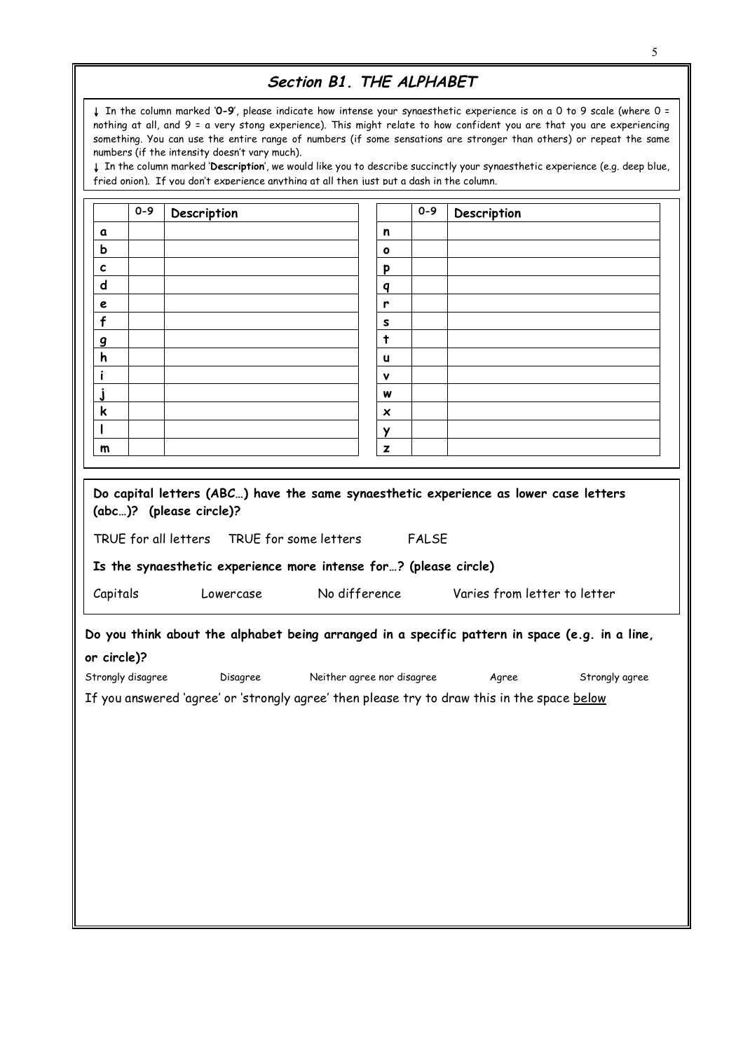## *Section B1. THE ALPHABET*

↓ In the column marked '**0-9**', please indicate how intense your synaesthetic experience is on a 0 to 9 scale (where 0 = nothing at all, and 9 = a very stong experience). This might relate to how confident you are that you are experiencing something. You can use the entire range of numbers (if some sensations are stronger than others) or repeat the same numbers (if the intensity doesn't vary much).

↓ In the column marked '**Description**', we would like you to describe succinctly your synaesthetic experience (e.g. deep blue, fried onion). If you don't experience anything at all then just put a dash in the column.

| | 0-9 | Description |
|---|---|---|
| **a** | | |
| **b** | | |
| **c** | | |
| **d** | | |
| **e** | | |
| **f** | | |
| **g** | | |
| **h** | | |
| **i** | | |
| **j** | | |
| **k** | | |
| **l** | | |
| **m** | | |

| | 0-9 | Description |
|---|---|---|
| **n** | | |
| **o** | | |
| **p** | | |
| **q** | | |
| **r** | | |
| **s** | | |
| **t** | | |
| **u** | | |
| **v** | | |
| **w** | | |
| **x** | | |
| **y** | | |
| **z** | | |

**Do capital letters (ABC…) have the same synaesthetic experience as lower case letters (abc…)? (please circle)?**

TRUE for all letters    TRUE for some letters    FALSE

**Is the synaesthetic experience more intense for…? (please circle)**

Capitals    Lowercase    No difference    Varies from letter to letter

**Do you think about the alphabet being arranged in a specific pattern in space (e.g. in a line, or circle)?**

Strongly disagree    Disagree    Neither agree nor disagree    Agree    Strongly agree

If you answered 'agree' or 'strongly agree' then please try to draw this in the space below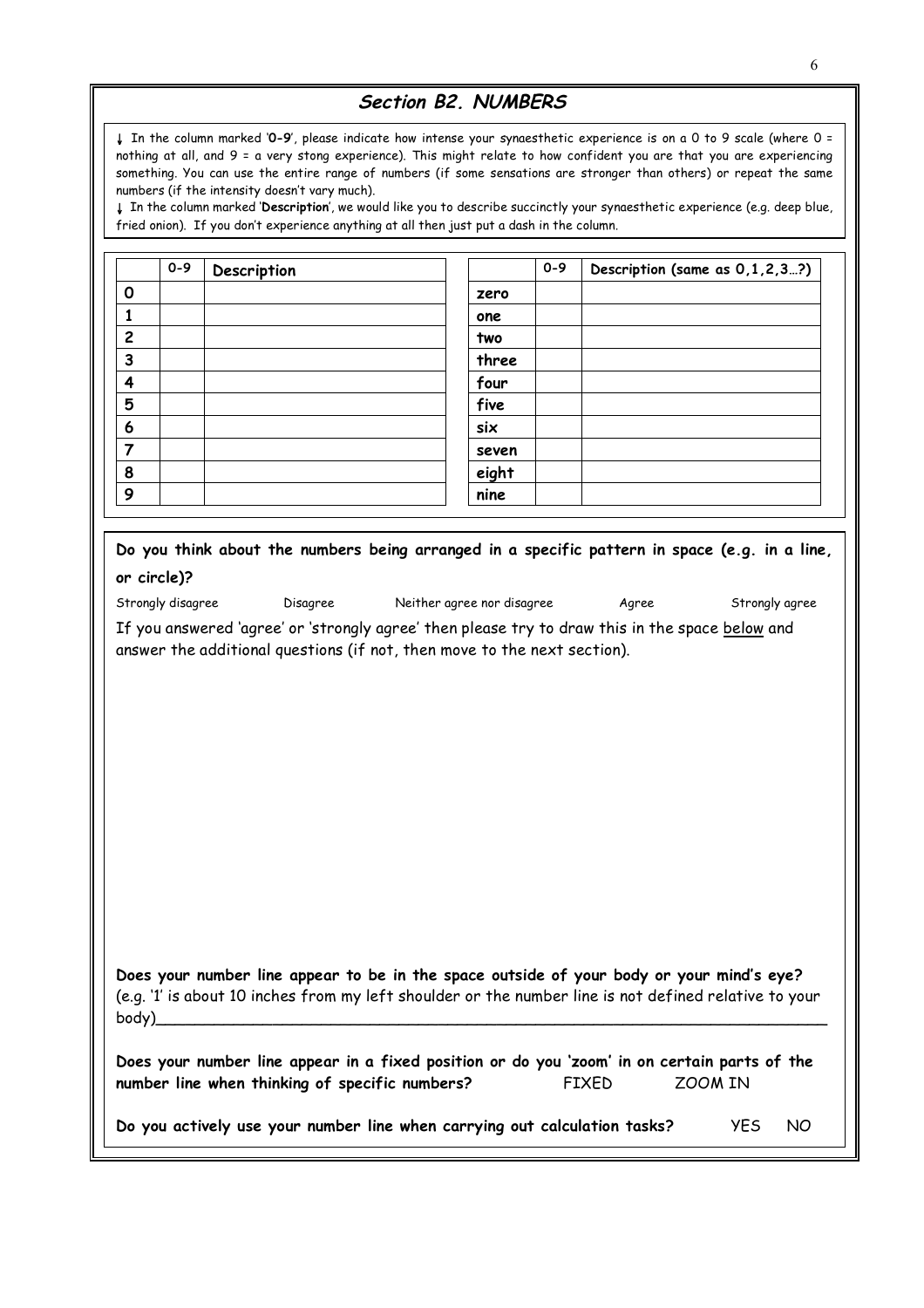## Section B2. NUMBERS

↓ In the column marked '**0-9**', please indicate how intense your synaesthetic experience is on a 0 to 9 scale (where 0 = nothing at all, and 9 = a very stong experience). This might relate to how confident you are that you are experiencing something. You can use the entire range of numbers (if some sensations are stronger than others) or repeat the same numbers (if the intensity doesn't vary much).

↓ In the column marked '**Description**', we would like you to describe succinctly your synaesthetic experience (e.g. deep blue, fried onion). If you don't experience anything at all then just put a dash in the column.

| | 0-9 | Description |
|---|---|---|
| **0** | | |
| **1** | | |
| **2** | | |
| **3** | | |
| **4** | | |
| **5** | | |
| **6** | | |
| **7** | | |
| **8** | | |
| **9** | | |

| | 0-9 | Description (same as 0,1,2,3…?) |
|---|---|---|
| **zero** | | |
| **one** | | |
| **two** | | |
| **three** | | |
| **four** | | |
| **five** | | |
| **six** | | |
| **seven** | | |
| **eight** | | |
| **nine** | | |

**Do you think about the numbers being arranged in a specific pattern in space (e.g. in a line, or circle)?**

Strongly disagree  Disagree  Neither agree nor disagree  Agree  Strongly agree

If you answered 'agree' or 'strongly agree' then please try to draw this in the space below and answer the additional questions (if not, then move to the next section).

**Does your number line appear to be in the space outside of your body or your mind's eye?** (e.g. '1' is about 10 inches from my left shoulder or the number line is not defined relative to your body)\_\_\_\_\_\_\_\_\_\_\_\_\_\_\_\_\_\_\_\_\_\_\_\_\_\_\_\_\_\_\_\_\_\_\_\_\_\_\_\_\_\_\_\_\_\_\_\_\_\_\_\_\_\_\_\_\_\_\_\_\_\_\_\_

**Does your number line appear in a fixed position or do you 'zoom' in on certain parts of the number line when thinking of specific numbers?** FIXED  ZOOM IN

**Do you actively use your number line when carrying out calculation tasks?** YES  NO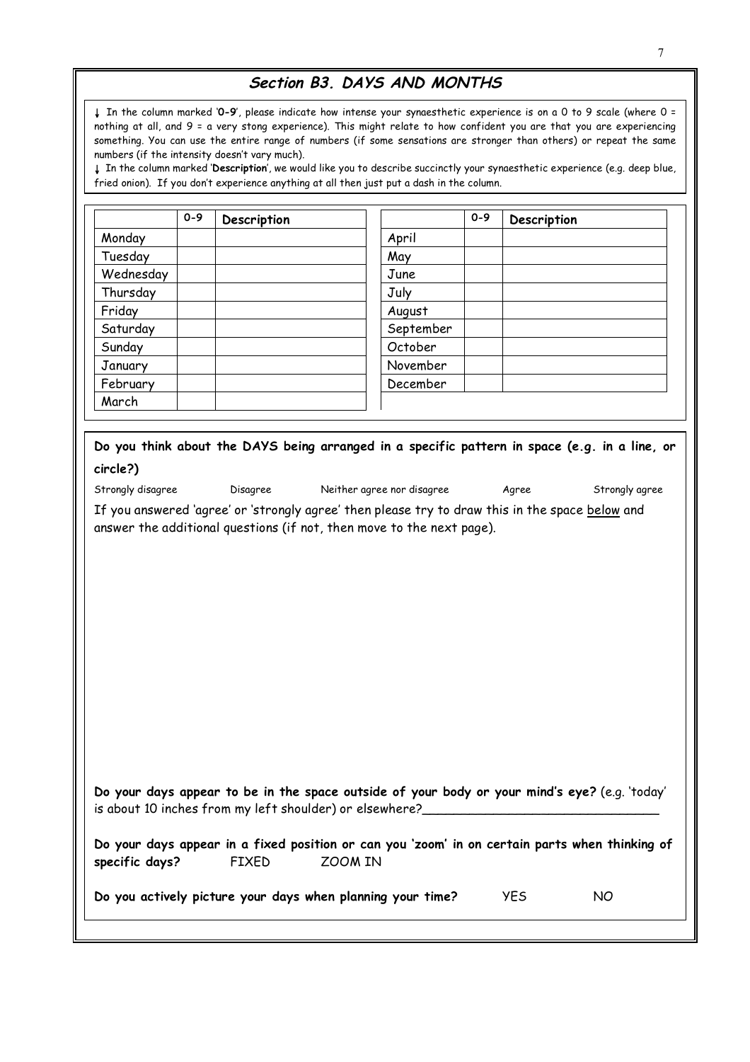## *Section B3. DAYS AND MONTHS*

↓ In the column marked '**0-9**', please indicate how intense your synaesthetic experience is on a 0 to 9 scale (where 0 = nothing at all, and 9 = a very stong experience). This might relate to how confident you are that you are experiencing something. You can use the entire range of numbers (if some sensations are stronger than others) or repeat the same numbers (if the intensity doesn't vary much).

↓ In the column marked '**Description**', we would like you to describe succinctly your synaesthetic experience (e.g. deep blue, fried onion). If you don't experience anything at all then just put a dash in the column.

| | 0-9 | Description |
|---|---|---|
| Monday | | |
| Tuesday | | |
| Wednesday | | |
| Thursday | | |
| Friday | | |
| Saturday | | |
| Sunday | | |
| January | | |
| February | | |
| March | | |

| | 0-9 | Description |
|---|---|---|
| April | | |
| May | | |
| June | | |
| July | | |
| August | | |
| September | | |
| October | | |
| November | | |
| December | | |

**Do you think about the DAYS being arranged in a specific pattern in space (e.g. in a line, or circle?)**

Strongly disagree | Disagree | Neither agree nor disagree | Agree | Strongly agree

If you answered 'agree' or 'strongly agree' then please try to draw this in the space below and answer the additional questions (if not, then move to the next page).

**Do your days appear to be in the space outside of your body or your mind's eye?** (e.g. 'today' is about 10 inches from my left shoulder) or elsewhere?_______________________________

**Do your days appear in a fixed position or can you 'zoom' in on certain parts when thinking of specific days?** FIXED ZOOM IN

**Do you actively picture your days when planning your time?** YES NO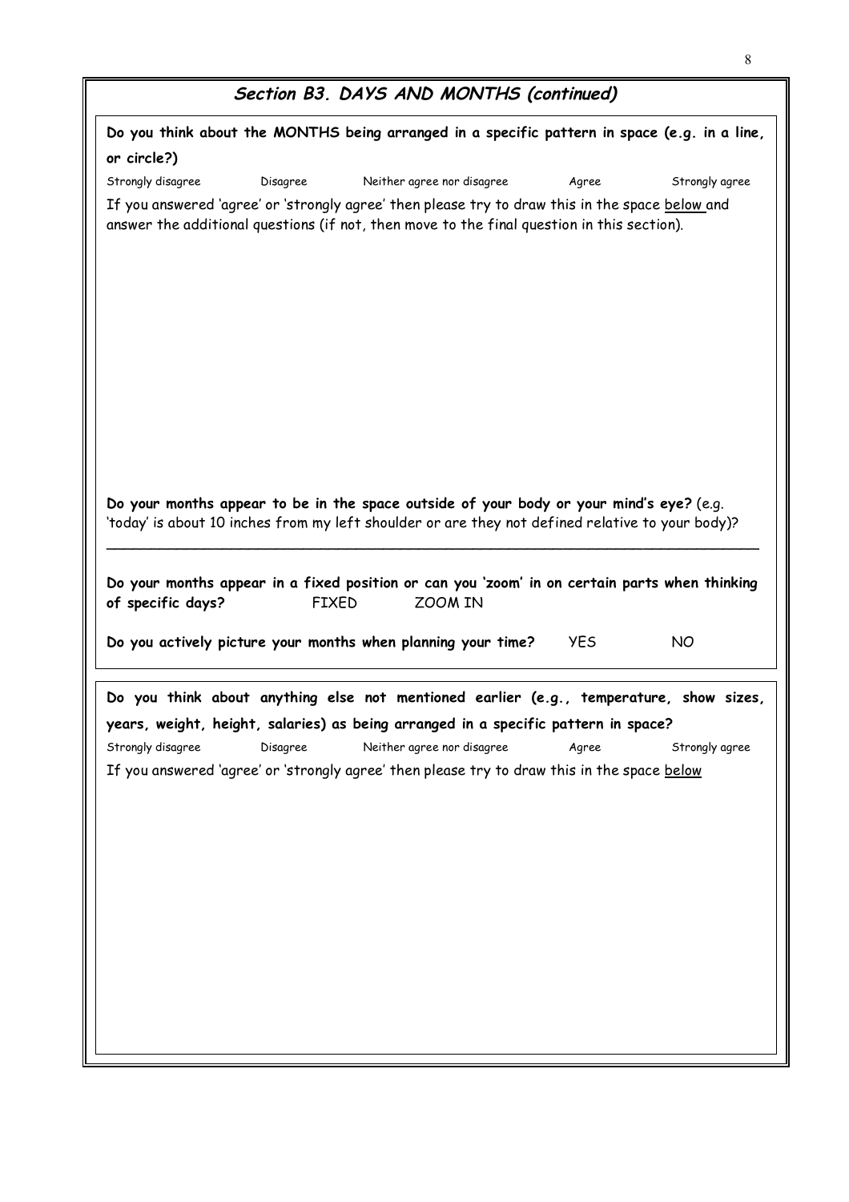## *Section B3. DAYS AND MONTHS (continued)*

**Do you think about the MONTHS being arranged in a specific pattern in space (e.g. in a line, or circle?)**

Strongly disagree | Disagree | Neither agree nor disagree | Agree | Strongly agree

If you answered 'agree' or 'strongly agree' then please try to draw this in the space below and answer the additional questions (if not, then move to the final question in this section).

**Do your months appear to be in the space outside of your body or your mind's eye?** (e.g. 'today' is about 10 inches from my left shoulder or are they not defined relative to your body)?

\_\_\_\_\_\_\_\_\_\_\_\_\_\_\_\_\_\_\_\_\_\_\_\_\_\_\_\_\_\_\_\_\_\_\_\_\_\_\_\_\_\_\_\_\_\_\_\_\_\_\_\_\_\_\_\_\_\_\_\_\_\_\_\_\_\_\_\_\_\_\_\_\_\_

**Do your months appear in a fixed position or can you 'zoom' in on certain parts when thinking of specific days?** FIXED ZOOM IN

**Do you actively picture your months when planning your time?** YES NO

**Do you think about anything else not mentioned earlier (e.g., temperature, show sizes, years, weight, height, salaries) as being arranged in a specific pattern in space?**

Strongly disagree | Disagree | Neither agree nor disagree | Agree | Strongly agree

If you answered 'agree' or 'strongly agree' then please try to draw this in the space below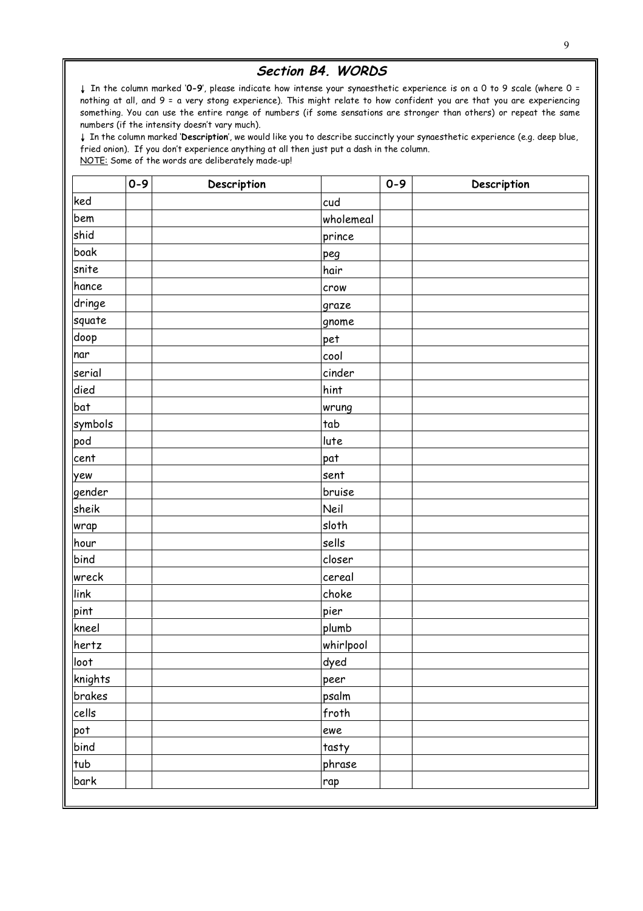## *Section B4. WORDS*

↓ In the column marked '**0-9**', please indicate how intense your synaesthetic experience is on a 0 to 9 scale (where 0 = nothing at all, and 9 = a very stong experience). This might relate to how confident you are that you are experiencing something. You can use the entire range of numbers (if some sensations are stronger than others) or repeat the same numbers (if the intensity doesn't vary much).

↓ In the column marked '**Description**', we would like you to describe succinctly your synaesthetic experience (e.g. deep blue, fried onion). If you don't experience anything at all then just put a dash in the column.

NOTE: Some of the words are deliberately made-up!

| | 0-9 | Description | | 0-9 | Description |
|---|---|---|---|---|---|
| ked | | | cud | | |
| bem | | | wholemeal | | |
| shid | | | prince | | |
| boak | | | peg | | |
| snite | | | hair | | |
| hance | | | crow | | |
| dringe | | | graze | | |
| squate | | | gnome | | |
| doop | | | pet | | |
| nar | | | cool | | |
| serial | | | cinder | | |
| died | | | hint | | |
| bat | | | wrung | | |
| symbols | | | tab | | |
| pod | | | lute | | |
| cent | | | pat | | |
| yew | | | sent | | |
| gender | | | bruise | | |
| sheik | | | Neil | | |
| wrap | | | sloth | | |
| hour | | | sells | | |
| bind | | | closer | | |
| wreck | | | cereal | | |
| link | | | choke | | |
| pint | | | pier | | |
| kneel | | | plumb | | |
| hertz | | | whirlpool | | |
| loot | | | dyed | | |
| knights | | | peer | | |
| brakes | | | psalm | | |
| cells | | | froth | | |
| pot | | | ewe | | |
| bind | | | tasty | | |
| tub | | | phrase | | |
| bark | | | rap | | |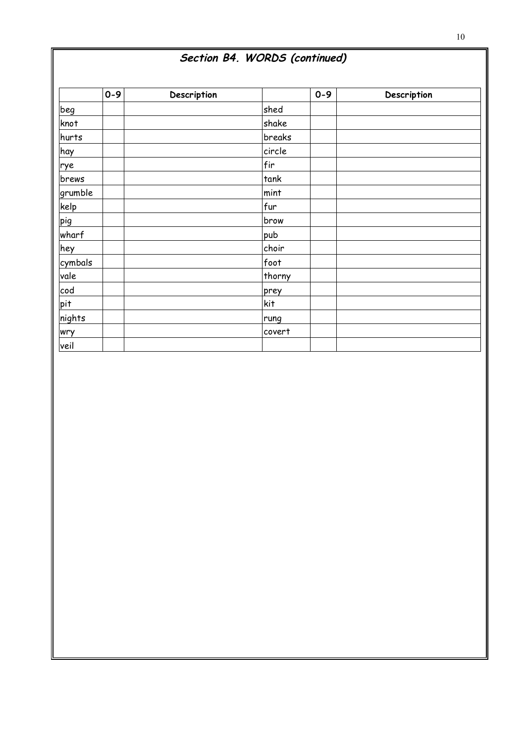## *Section B4. WORDS (continued)*

| | 0-9 | Description | | 0-9 | Description |
|---|---|---|---|---|---|
| beg | | | shed | | |
| knot | | | shake | | |
| hurts | | | breaks | | |
| hay | | | circle | | |
| rye | | | fir | | |
| brews | | | tank | | |
| grumble | | | mint | | |
| kelp | | | fur | | |
| pig | | | brow | | |
| wharf | | | pub | | |
| hey | | | choir | | |
| cymbals | | | foot | | |
| vale | | | thorny | | |
| cod | | | prey | | |
| pit | | | kit | | |
| nights | | | rung | | |
| wry | | | covert | | |
| veil | | | | | |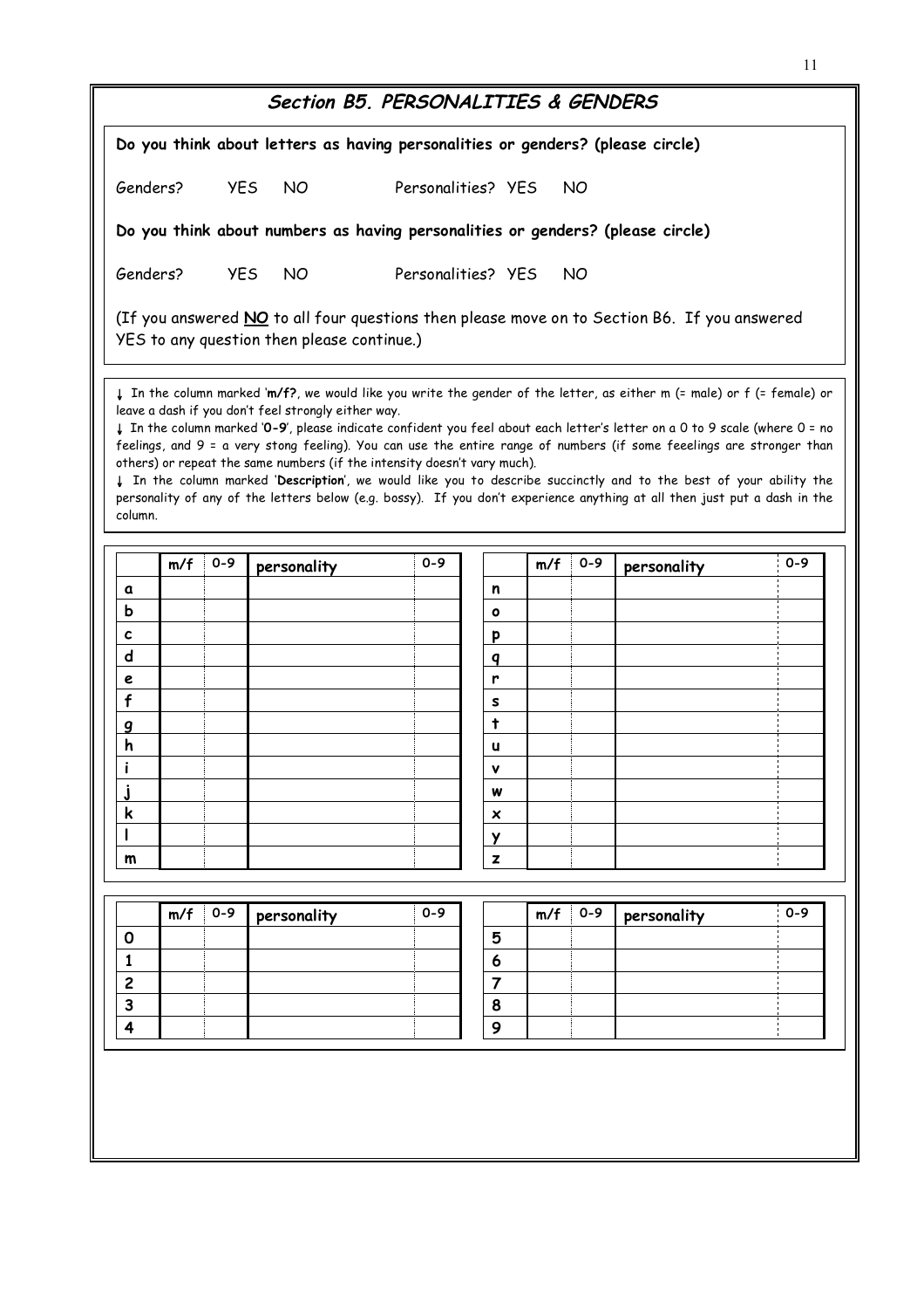## Section B5. PERSONALITIES & GENDERS

**Do you think about letters as having personalities or genders? (please circle)**

Genders? YES NO Personalities? YES NO

**Do you think about numbers as having personalities or genders? (please circle)**

Genders? YES NO Personalities? YES NO

(If you answered **NO** to all four questions then please move on to Section B6. If you answered YES to any question then please continue.)

↓ In the column marked '**m/f?**, we would like you write the gender of the letter, as either m (= male) or f (= female) or leave a dash if you don't feel strongly either way.

↓ In the column marked '**0-9**', please indicate confident you feel about each letter's letter on a 0 to 9 scale (where 0 = no feelings, and 9 = a very stong feeling). You can use the entire range of numbers (if some feeelings are stronger than others) or repeat the same numbers (if the intensity doesn't vary much).

↓ In the column marked '**Description**', we would like you to describe succinctly and to the best of your ability the personality of any of the letters below (e.g. bossy). If you don't experience anything at all then just put a dash in the column.

| | m/f | 0-9 | personality | 0-9 |
|---|---|---|---|---|
| a | | | | |
| b | | | | |
| c | | | | |
| d | | | | |
| e | | | | |
| f | | | | |
| g | | | | |
| h | | | | |
| i | | | | |
| j | | | | |
| k | | | | |
| l | | | | |
| m | | | | |

| | m/f | 0-9 | personality | 0-9 |
|---|---|---|---|---|
| n | | | | |
| o | | | | |
| p | | | | |
| q | | | | |
| r | | | | |
| s | | | | |
| t | | | | |
| u | | | | |
| v | | | | |
| w | | | | |
| x | | | | |
| y | | | | |
| z | | | | |

| | m/f | 0-9 | personality | 0-9 |
|---|---|---|---|---|
| 0 | | | | |
| 1 | | | | |
| 2 | | | | |
| 3 | | | | |
| 4 | | | | |

| | m/f | 0-9 | personality | 0-9 |
|---|---|---|---|---|
| 5 | | | | |
| 6 | | | | |
| 7 | | | | |
| 8 | | | | |
| 9 | | | | |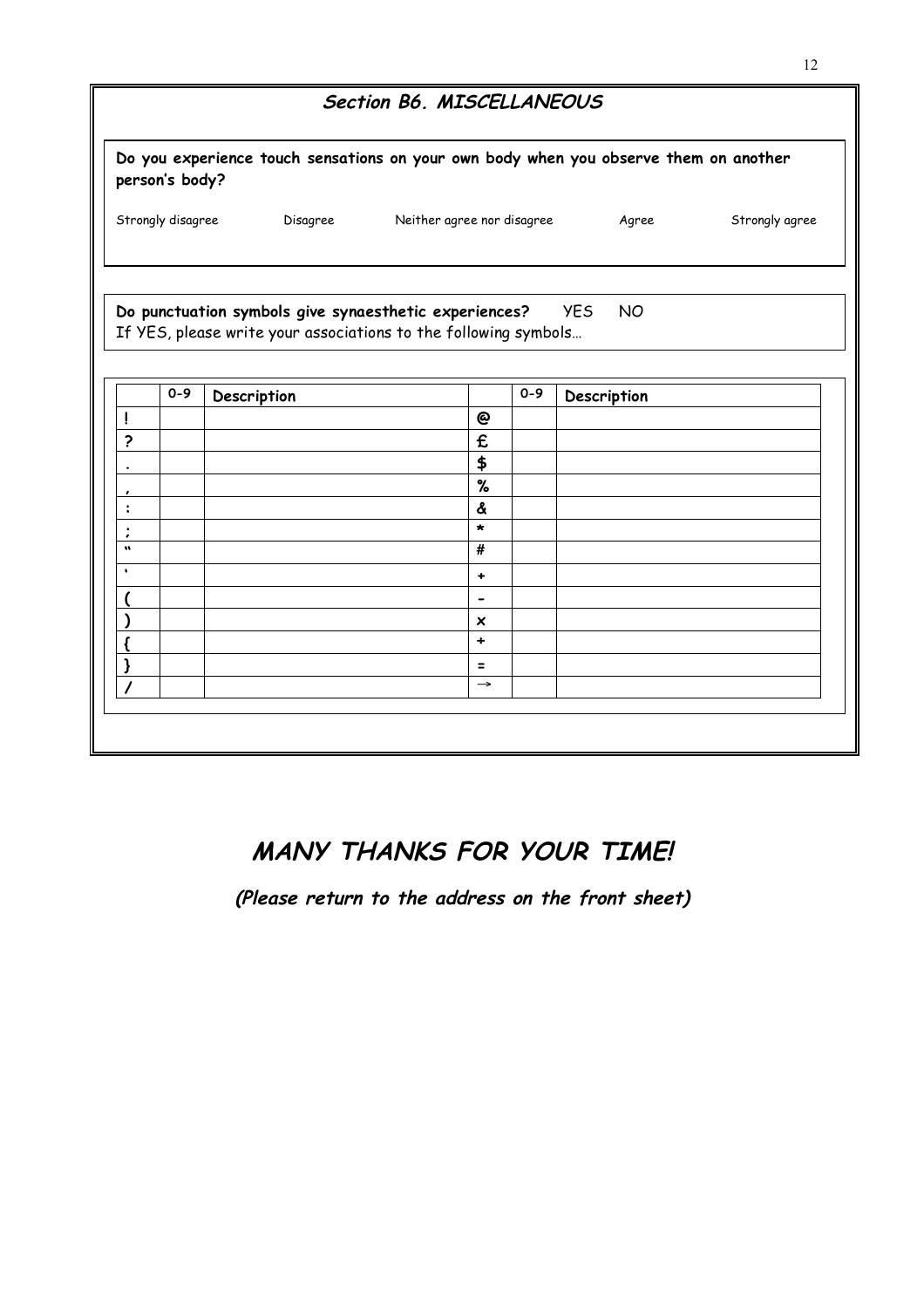## *Section B6. MISCELLANEOUS*

**Do you experience touch sensations on your own body when you observe them on another person's body?**

Strongly disagree    Disagree    Neither agree nor disagree    Agree    Strongly agree

**Do punctuation symbols give synaesthetic experiences?** YES NO
If YES, please write your associations to the following symbols…

| | 0-9 | Description | | 0-9 | Description |
|---|---|---|---|---|---|
| ! | | | @ | | |
| ? | | | £ | | |
| . | | | $ | | |
| , | | | % | | |
| : | | | & | | |
| ; | | | * | | |
| " | | | # | | |
| ' | | | + | | |
| ( | | | - | | |
| ) | | | × | | |
| { | | | ÷ | | |
| } | | | = | | |
| / | | | → | | |

# *MANY THANKS FOR YOUR TIME!*

***(Please return to the address on the front sheet)***